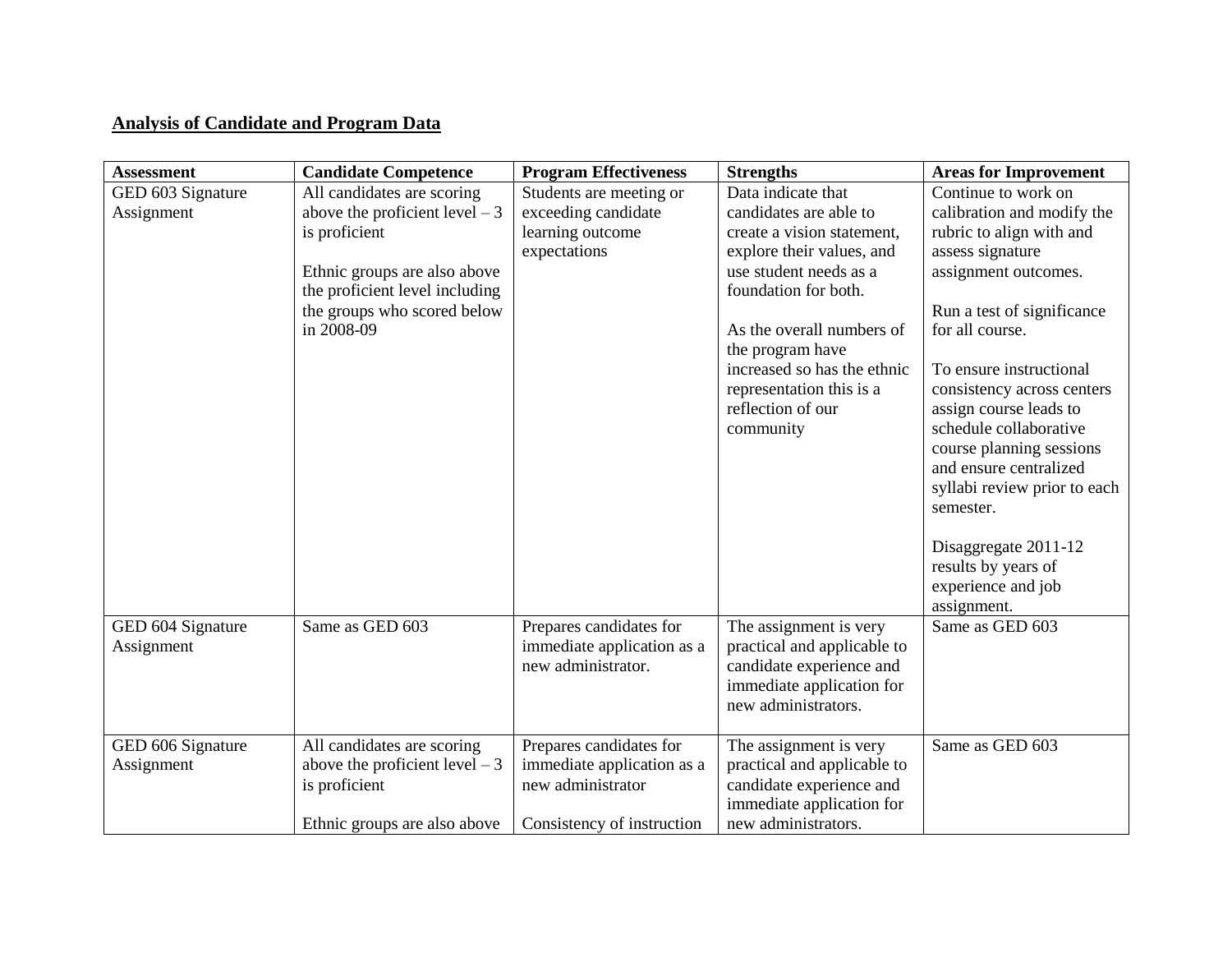## Analysis of Candidate and Program Data

| Assessment | Candidate Competence | Program Effectiveness | Strengths | Areas for Improvement |
|---|---|---|---|---|
| GED 603 Signature Assignment | All candidates are scoring above the proficient level – 3 is proficient<br><br>Ethnic groups are also above the proficient level including the groups who scored below in 2008-09 | Students are meeting or exceeding candidate learning outcome expectations | Data indicate that candidates are able to create a vision statement, explore their values, and use student needs as a foundation for both.<br><br>As the overall numbers of the program have increased so has the ethnic representation this is a reflection of our community | Continue to work on calibration and modify the rubric to align with and assess signature assignment outcomes.<br><br>Run a test of significance for all course.<br><br>To ensure instructional consistency across centers assign course leads to schedule collaborative course planning sessions and ensure centralized syllabi review prior to each semester.<br><br>Disaggregate 2011-12 results by years of experience and job assignment. |
| GED 604 Signature Assignment | Same as GED 603 | Prepares candidates for immediate application as a new administrator. | The assignment is very practical and applicable to candidate experience and immediate application for new administrators. | Same as GED 603 |
| GED 606 Signature Assignment | All candidates are scoring above the proficient level – 3 is proficient<br><br>Ethnic groups are also above | Prepares candidates for immediate application as a new administrator<br><br>Consistency of instruction | The assignment is very practical and applicable to candidate experience and immediate application for new administrators. | Same as GED 603 |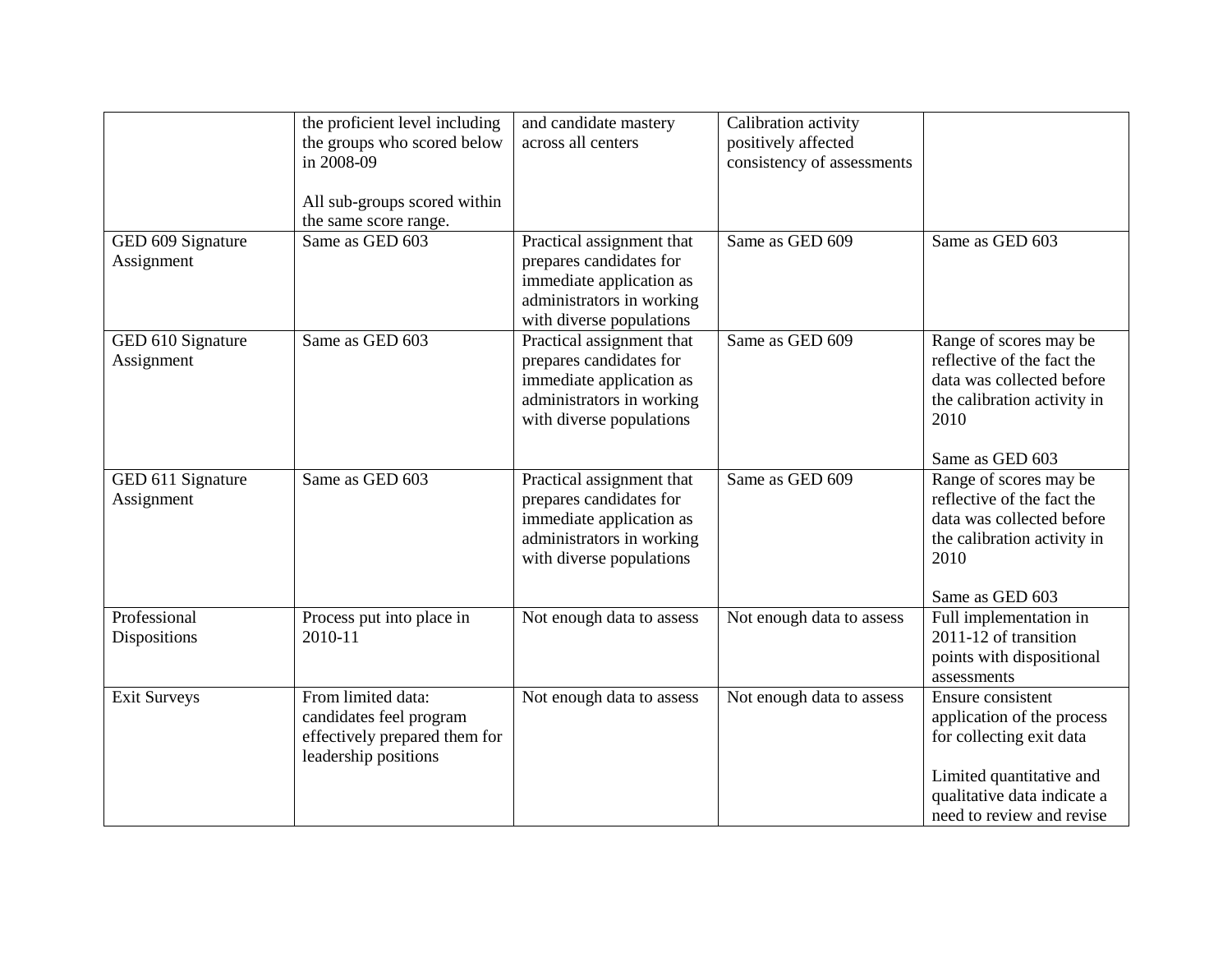| | | | | |
|---|---|---|---|---|
| | the proficient level including the groups who scored below in 2008-09<br><br>All sub-groups scored within the same score range. | and candidate mastery across all centers | Calibration activity positively affected consistency of assessments | |
| GED 609 Signature Assignment | Same as GED 603 | Practical assignment that prepares candidates for immediate application as administrators in working with diverse populations | Same as GED 609 | Same as GED 603 |
| GED 610 Signature Assignment | Same as GED 603 | Practical assignment that prepares candidates for immediate application as administrators in working with diverse populations | Same as GED 609 | Range of scores may be reflective of the fact the data was collected before the calibration activity in 2010<br><br>Same as GED 603 |
| GED 611 Signature Assignment | Same as GED 603 | Practical assignment that prepares candidates for immediate application as administrators in working with diverse populations | Same as GED 609 | Range of scores may be reflective of the fact the data was collected before the calibration activity in 2010<br><br>Same as GED 603 |
| Professional Dispositions | Process put into place in 2010-11 | Not enough data to assess | Not enough data to assess | Full implementation in 2011-12 of transition points with dispositional assessments |
| Exit Surveys | From limited data: candidates feel program effectively prepared them for leadership positions | Not enough data to assess | Not enough data to assess | Ensure consistent application of the process for collecting exit data<br><br>Limited quantitative and qualitative data indicate a need to review and revise |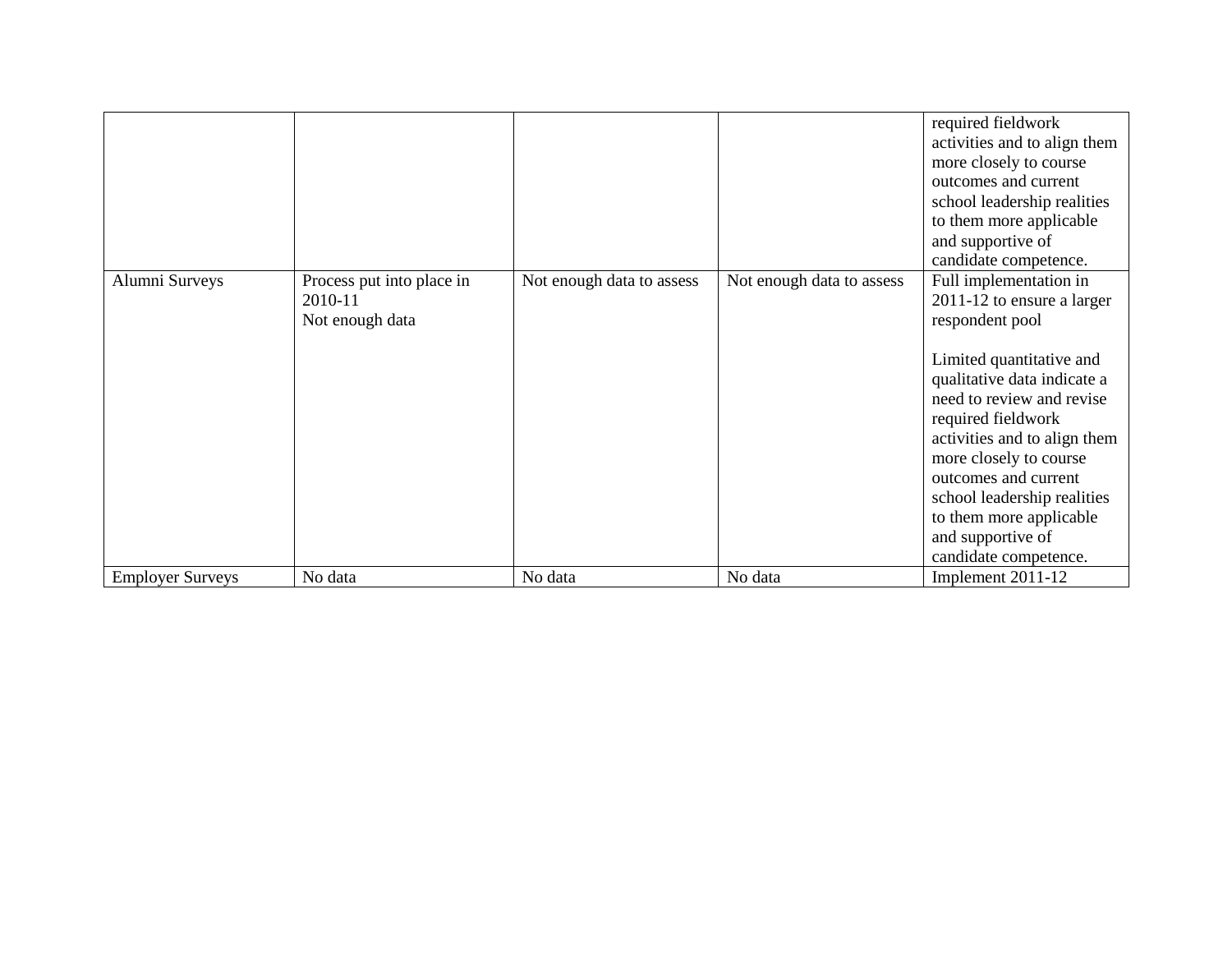| | | | | |
|---|---|---|---|---|
| | | | | required fieldwork activities and to align them more closely to course outcomes and current school leadership realities to them more applicable and supportive of candidate competence. |
| Alumni Surveys | Process put into place in 2010-11<br>Not enough data | Not enough data to assess | Not enough data to assess | Full implementation in 2011-12 to ensure a larger respondent pool<br><br>Limited quantitative and qualitative data indicate a need to review and revise required fieldwork activities and to align them more closely to course outcomes and current school leadership realities to them more applicable and supportive of candidate competence. |
| Employer Surveys | No data | No data | No data | Implement 2011-12 |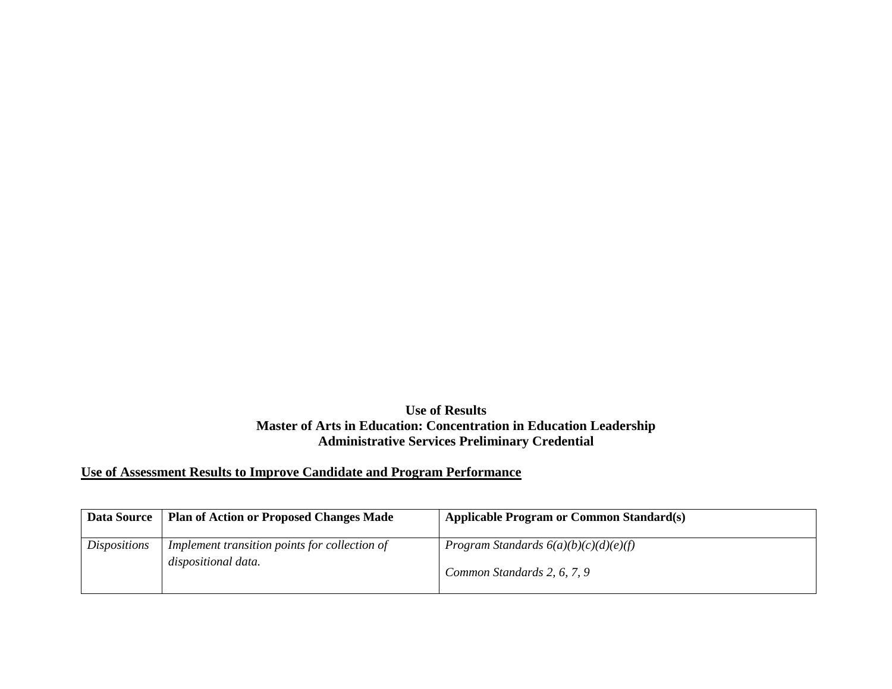**Use of Results**
**Master of Arts in Education: Concentration in Education Leadership**
**Administrative Services Preliminary Credential**

**Use of Assessment Results to Improve Candidate and Program Performance**

| **Data Source** | **Plan of Action or Proposed Changes Made** | **Applicable Program or Common Standard(s)** |
|---|---|---|
| *Dispositions* | *Implement transition points for collection of dispositional data.* | *Program Standards 6(a)(b)(c)(d)(e)(f)*<br><br>*Common Standards 2, 6, 7, 9* |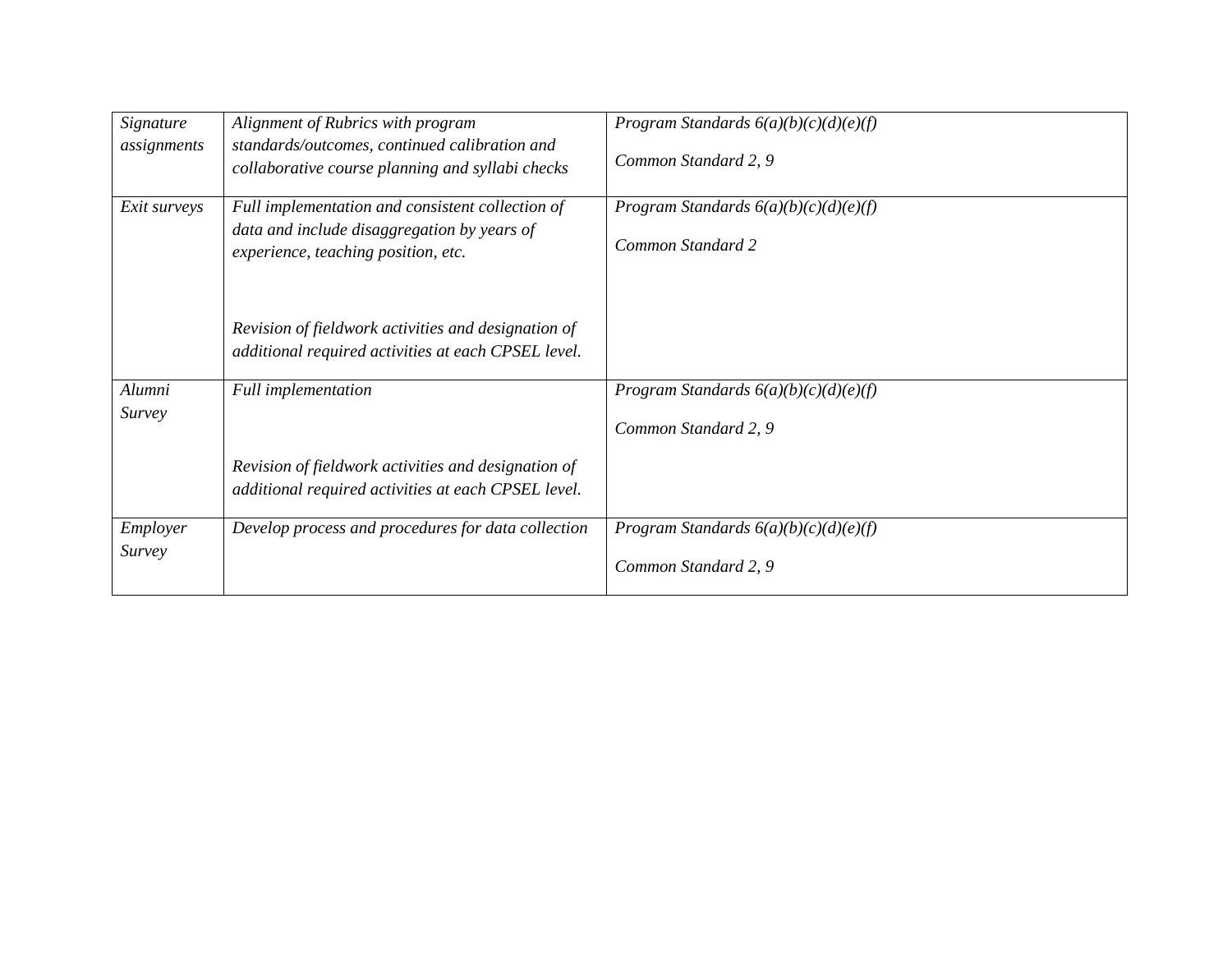| | | |
|---|---|---|
| *Signature assignments* | *Alignment of Rubrics with program standards/outcomes, continued calibration and collaborative course planning and syllabi checks* | *Program Standards 6(a)(b)(c)(d)(e)(f)*<br><br>*Common Standard 2, 9* |
| *Exit surveys* | *Full implementation and consistent collection of data and include disaggregation by years of experience, teaching position, etc.*<br><br>*Revision of fieldwork activities and designation of additional required activities at each CPSEL level.* | *Program Standards 6(a)(b)(c)(d)(e)(f)*<br><br>*Common Standard 2* |
| *Alumni Survey* | *Full implementation*<br><br>*Revision of fieldwork activities and designation of additional required activities at each CPSEL level.* | *Program Standards 6(a)(b)(c)(d)(e)(f)*<br><br>*Common Standard 2, 9* |
| *Employer Survey* | *Develop process and procedures for data collection* | *Program Standards 6(a)(b)(c)(d)(e)(f)*<br><br>*Common Standard 2, 9* |